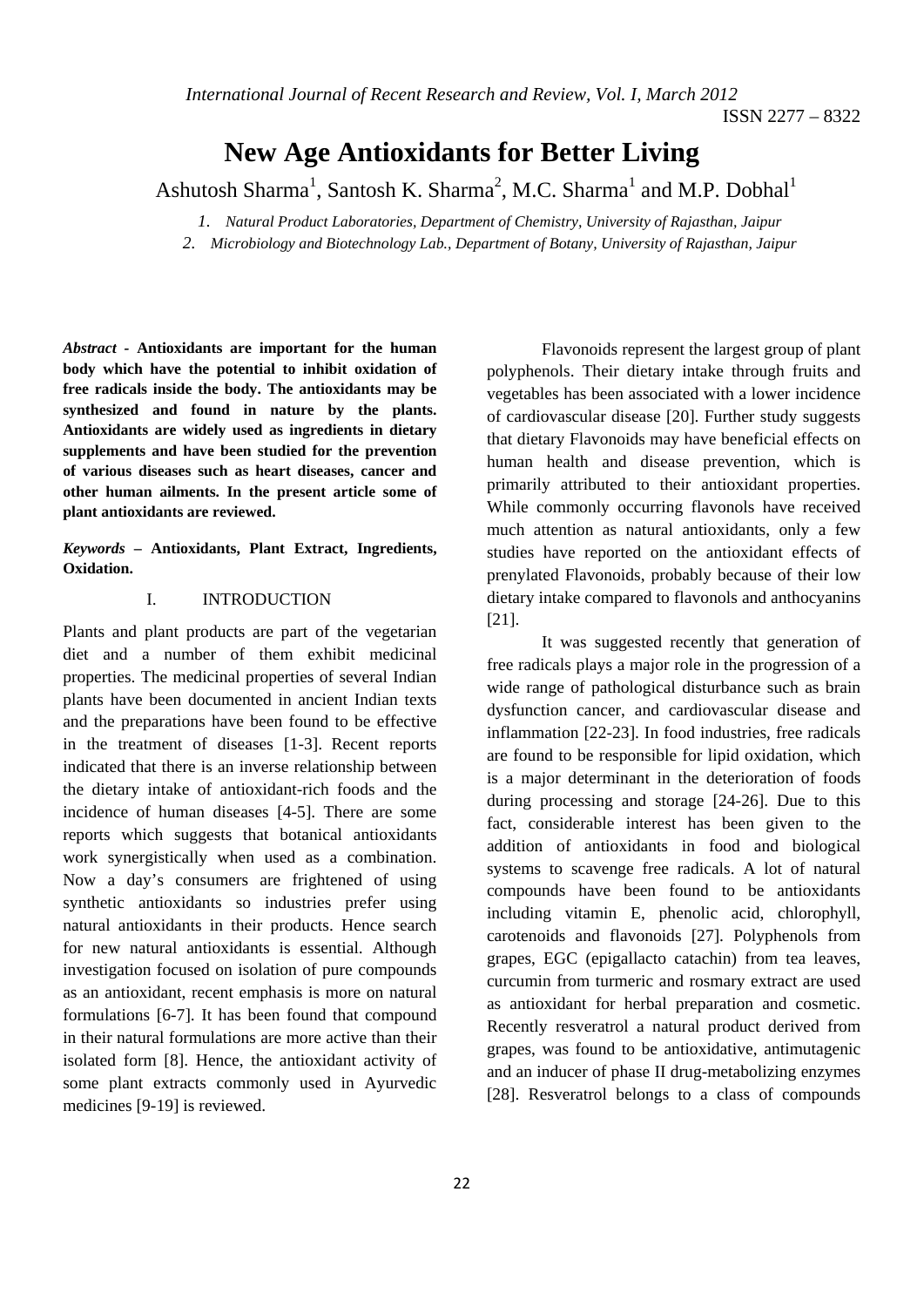# New Age Antioxidants for Better Living

Ashutosh Sharma[1], Santosh K. Sharma[2], M.C. Sharma[1] and M.P. Dobhal[1]

*1. Natural Product Laboratories, Department of Chemistry, University of Rajasthan, Jaipur*

*2. Microbiology and Biotechnology Lab., Department of Botany, University of Rajasthan, Jaipur*

***Abstract*** **- Antioxidants are important for the human body which have the potential to inhibit oxidation of free radicals inside the body. The antioxidants may be synthesized and found in nature by the plants. Antioxidants are widely used as ingredients in dietary supplements and have been studied for the prevention of various diseases such as heart diseases, cancer and other human ailments. In the present article some of plant antioxidants are reviewed.**

***Keywords*** **– Antioxidants, Plant Extract, Ingredients, Oxidation.**

## I. INTRODUCTION

Plants and plant products are part of the vegetarian diet and a number of them exhibit medicinal properties. The medicinal properties of several Indian plants have been documented in ancient Indian texts and the preparations have been found to be effective in the treatment of diseases [1-3]. Recent reports indicated that there is an inverse relationship between the dietary intake of antioxidant-rich foods and the incidence of human diseases [4-5]. There are some reports which suggests that botanical antioxidants work synergistically when used as a combination. Now a day's consumers are frightened of using synthetic antioxidants so industries prefer using natural antioxidants in their products. Hence search for new natural antioxidants is essential. Although investigation focused on isolation of pure compounds as an antioxidant, recent emphasis is more on natural formulations [6-7]. It has been found that compound in their natural formulations are more active than their isolated form [8]. Hence, the antioxidant activity of some plant extracts commonly used in Ayurvedic medicines [9-19] is reviewed.

Flavonoids represent the largest group of plant polyphenols. Their dietary intake through fruits and vegetables has been associated with a lower incidence of cardiovascular disease [20]. Further study suggests that dietary Flavonoids may have beneficial effects on human health and disease prevention, which is primarily attributed to their antioxidant properties. While commonly occurring flavonols have received much attention as natural antioxidants, only a few studies have reported on the antioxidant effects of prenylated Flavonoids, probably because of their low dietary intake compared to flavonols and anthocyanins [21].

It was suggested recently that generation of free radicals plays a major role in the progression of a wide range of pathological disturbance such as brain dysfunction cancer, and cardiovascular disease and inflammation [22-23]. In food industries, free radicals are found to be responsible for lipid oxidation, which is a major determinant in the deterioration of foods during processing and storage [24-26]. Due to this fact, considerable interest has been given to the addition of antioxidants in food and biological systems to scavenge free radicals. A lot of natural compounds have been found to be antioxidants including vitamin E, phenolic acid, chlorophyll, carotenoids and flavonoids [27]. Polyphenols from grapes, EGC (epigallacto catachin) from tea leaves, curcumin from turmeric and rosmary extract are used as antioxidant for herbal preparation and cosmetic. Recently resveratrol a natural product derived from grapes, was found to be antioxidative, antimutagenic and an inducer of phase II drug-metabolizing enzymes [28]. Resveratrol belongs to a class of compounds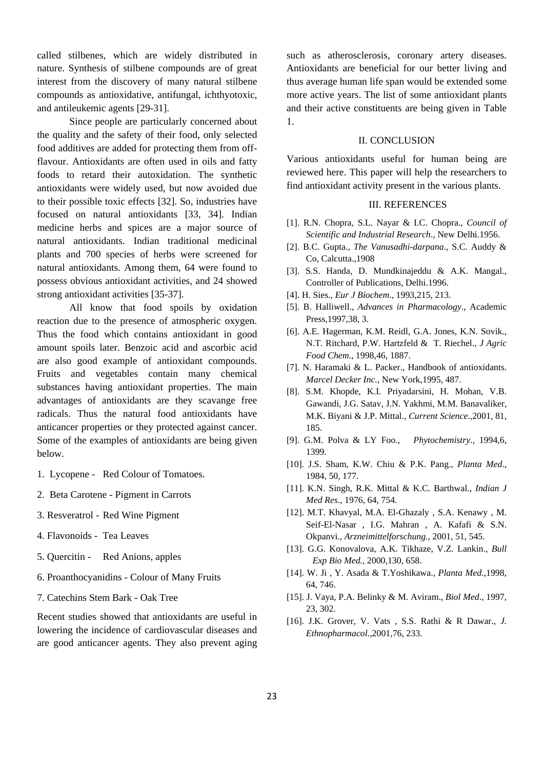called stilbenes, which are widely distributed in nature. Synthesis of stilbene compounds are of great interest from the discovery of many natural stilbene compounds as antioxidative, antifungal, ichthyotoxic, and antileukemic agents [29-31].

Since people are particularly concerned about the quality and the safety of their food, only selected food additives are added for protecting them from off-flavour. Antioxidants are often used in oils and fatty foods to retard their autoxidation. The synthetic antioxidants were widely used, but now avoided due to their possible toxic effects [32]. So, industries have focused on natural antioxidants [33, 34]. Indian medicine herbs and spices are a major source of natural antioxidants. Indian traditional medicinal plants and 700 species of herbs were screened for natural antioxidants. Among them, 64 were found to possess obvious antioxidant activities, and 24 showed strong antioxidant activities [35-37].

All know that food spoils by oxidation reaction due to the presence of atmospheric oxygen. Thus the food which contains antioxidant in good amount spoils later. Benzoic acid and ascorbic acid are also good example of antioxidant compounds. Fruits and vegetables contain many chemical substances having antioxidant properties. The main advantages of antioxidants are they scavange free radicals. Thus the natural food antioxidants have anticancer properties or they protected against cancer. Some of the examples of antioxidants are being given below.

1. Lycopene - Red Colour of Tomatoes.
2. Beta Carotene - Pigment in Carrots
3. Resveratrol - Red Wine Pigment
4. Flavonoids - Tea Leaves
5. Quercitin - Red Anions, apples
6. Proanthocyanidins - Colour of Many Fruits
7. Catechins Stem Bark - Oak Tree

Recent studies showed that antioxidants are useful in lowering the incidence of cardiovascular diseases and are good anticancer agents. They also prevent aging such as atherosclerosis, coronary artery diseases. Antioxidants are beneficial for our better living and thus average human life span would be extended some more active years. The list of some antioxidant plants and their active constituents are being given in Table 1.

## II. CONCLUSION

Various antioxidants useful for human being are reviewed here. This paper will help the researchers to find antioxidant activity present in the various plants.

## III. REFERENCES

[1]. R.N. Chopra, S.L. Nayar & I.C. Chopra., *Council of Scientific and Industrial Research*., New Delhi.1956.

[2]. B.C. Gupta., *The Vanusadhi-darpana*., S.C. Auddy & Co, Calcutta.,1908

[3]. S.S. Handa, D. Mundkinajeddu & A.K. Mangal., Controller of Publications, Delhi.1996.

[4]. H. Sies., *Eur J Biochem*., 1993,215, 213.

[5]. B. Halliwell., *Advances in Pharmacology*., Academic Press,1997,38, 3.

[6]. A.E. Hagerman, K.M. Reidl, G.A. Jones, K.N. Sovik., N.T. Ritchard, P.W. Hartzfeld & T. Riechel., *J Agric Food Chem*., 1998,46, 1887.

[7]. N. Haramaki & L. Packer., Handbook of antioxidants. *Marcel Decker Inc.*, New York,1995, 487.

[8]. S.M. Khopde, K.I. Priyadarsini, H. Mohan, V.B. Gawandi, J.G. Satav, J.N. Yakhmi, M.M. Banavaliker, M.K. Biyani & J.P. Mittal., *Current Science.*,2001, 81, 185.

[9]. G.M. Polva & LY Foo., *Phytochemistry.,* 1994,6, 1399.

[10]. J.S. Sham, K.W. Chiu & P.K. Pang., *Planta Med*., 1984, 50, 177.

[11]. K.N. Singh, R.K. Mittal & K.C. Barthwal., *Indian J Med Res*., 1976, 64, 754.

[12]. M.T. Khavyal, M.A. El-Ghazaly , S.A. Kenawy , M. Seif-El-Nasar , I.G. Mahran , A. Kafafi & S.N. Okpanvi., *Arzneimittelforschung.,* 2001, 51, 545.

[13]. G.G. Konovalova, A.K. Tikhaze, V.Z. Lankin., *Bull Exp Bio Med.,* 2000,130, 658.

[14]. W. Ji , Y. Asada & T.Yoshikawa., *Planta Med*.,1998, 64, 746.

[15]. J. Vaya, P.A. Belinky & M. Aviram., *Biol Med*., 1997, 23, 302.

[16]. J.K. Grover, V. Vats , S.S. Rathi & R Dawar., *J. Ethnopharmacol.*,2001,76, 233.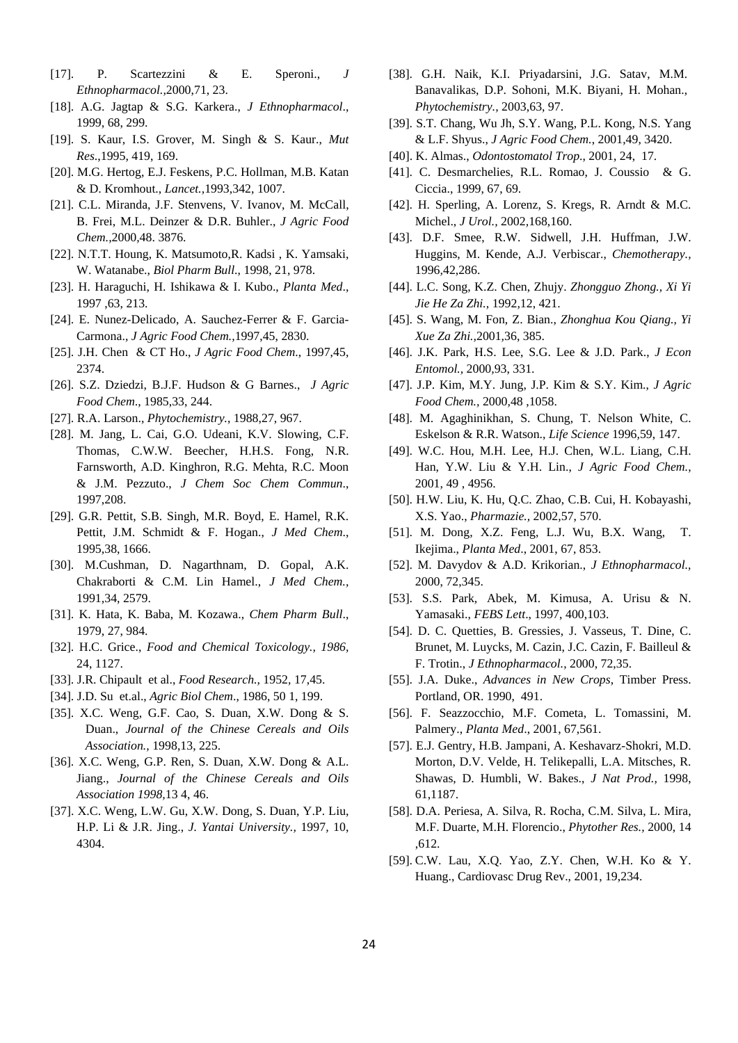[17]. P. Scartezzini & E. Speroni., *J Ethnopharmacol.*,2000,71, 23.

[18]. A.G. Jagtap & S.G. Karkera., *J Ethnopharmacol*., 1999, 68, 299.

[19]. S. Kaur, I.S. Grover, M. Singh & S. Kaur., *Mut Res*.,1995, 419, 169.

[20]. M.G. Hertog, E.J. Feskens, P.C. Hollman, M.B. Katan & D. Kromhout., *Lancet.*,1993,342, 1007.

[21]. C.L. Miranda, J.F. Stenvens, V. Ivanov, M. McCall, B. Frei, M.L. Deinzer & D.R. Buhler., *J Agric Food Chem.*,2000,48. 3876.

[22]. N.T.T. Houng, K. Matsumoto,R. Kadsi , K. Yamsaki, W. Watanabe., *Biol Pharm Bull*., 1998, 21, 978.

[23]. H. Haraguchi, H. Ishikawa & I. Kubo., *Planta Med*., 1997 ,63, 213.

[24]. E. Nunez-Delicado, A. Sauchez-Ferrer & F. Garcia-Carmona., *J Agric Food Chem.*,1997,45, 2830.

[25]. J.H. Chen & CT Ho., *J Agric Food Chem.*, 1997,45, 2374.

[26]. S.Z. Dziedzi, B.J.F. Hudson & G Barnes., *J Agric Food Chem*., 1985,33, 244.

[27]. R.A. Larson., *Phytochemistry.*, 1988,27, 967.

[28]. M. Jang, L. Cai, G.O. Udeani, K.V. Slowing, C.F. Thomas, C.W.W. Beecher, H.H.S. Fong, N.R. Farnsworth, A.D. Kinghron, R.G. Mehta, R.C. Moon & J.M. Pezzuto., *J Chem Soc Chem Commun*., 1997,208.

[29]. G.R. Pettit, S.B. Singh, M.R. Boyd, E. Hamel, R.K. Pettit, J.M. Schmidt & F. Hogan., *J Med Chem*., 1995,38, 1666.

[30]. M.Cushman, D. Nagarthnam, D. Gopal, A.K. Chakraborti & C.M. Lin Hamel., *J Med Chem.*, 1991,34, 2579.

[31]. K. Hata, K. Baba, M. Kozawa., *Chem Pharm Bull*., 1979, 27, 984.

[32]. H.C. Grice., *Food and Chemical Toxicology., 1986*, 24, 1127.

[33]. J.R. Chipault et al., *Food Research.,* 1952, 17,45.

[34]. J.D. Su et.al., *Agric Biol Chem*., 1986, 50 1, 199.

[35]. X.C. Weng, G.F. Cao, S. Duan, X.W. Dong & S. Duan., *Journal of the Chinese Cereals and Oils Association.*, 1998,13, 225.

[36]. X.C. Weng, G.P. Ren, S. Duan, X.W. Dong & A.L. Jiang., *Journal of the Chinese Cereals and Oils Association 1998*,13 4, 46.

[37]. X.C. Weng, L.W. Gu, X.W. Dong, S. Duan, Y.P. Liu, H.P. Li & J.R. Jing., *J. Yantai University.,* 1997, 10, 4304.

[38]. G.H. Naik, K.I. Priyadarsini, J.G. Satav, M.M. Banavalikas, D.P. Sohoni, M.K. Biyani, H. Mohan., *Phytochemistry.*, 2003,63, 97.

[39]. S.T. Chang, Wu Jh, S.Y. Wang, P.L. Kong, N.S. Yang & L.F. Shyus., *J Agric Food Chem.*, 2001,49, 3420.

[40]. K. Almas., *Odontostomatol Trop*., 2001, 24, 17.

[41]. C. Desmarchelies, R.L. Romao, J. Coussio & G. Ciccia., 1999, 67, 69.

[42]. H. Sperling, A. Lorenz, S. Kregs, R. Arndt & M.C. Michel., *J Urol.,* 2002,168,160.

[43]. D.F. Smee, R.W. Sidwell, J.H. Huffman, J.W. Huggins, M. Kende, A.J. Verbiscar., *Chemotherapy.*, 1996,42,286.

[44]. L.C. Song, K.Z. Chen, Zhujy. *Zhongguo Zhong., Xi Yi Jie He Za Zhi.*, 1992,12, 421.

[45]. S. Wang, M. Fon, Z. Bian., *Zhonghua Kou Qiang., Yi Xue Za Zhi.*,2001,36, 385.

[46]. J.K. Park, H.S. Lee, S.G. Lee & J.D. Park., *J Econ Entomol.,* 2000,93, 331.

[47]. J.P. Kim, M.Y. Jung, J.P. Kim & S.Y. Kim., *J Agric Food Chem.,* 2000,48 ,1058.

[48]. M. Agaghinikhan, S. Chung, T. Nelson White, C. Eskelson & R.R. Watson., *Life Science* 1996,59, 147.

[49]. W.C. Hou, M.H. Lee, H.J. Chen, W.L. Liang, C.H. Han, Y.W. Liu & Y.H. Lin., *J Agric Food Chem.,* 2001, 49 , 4956.

[50]. H.W. Liu, K. Hu, Q.C. Zhao, C.B. Cui, H. Kobayashi, X.S. Yao., *Pharmazie.,* 2002,57, 570.

[51]. M. Dong, X.Z. Feng, L.J. Wu, B.X. Wang, T. Ikejima., *Planta Med*., 2001, 67, 853.

[52]. M. Davydov & A.D. Krikorian., *J Ethnopharmacol.*, 2000, 72,345.

[53]. S.S. Park, Abek, M. Kimusa, A. Urisu & N. Yamasaki., *FEBS Lett*., 1997, 400,103.

[54]. D. C. Quetties, B. Gressies, J. Vasseus, T. Dine, C. Brunet, M. Luycks, M. Cazin, J.C. Cazin, F. Bailleul & F. Trotin., *J Ethnopharmacol.,* 2000, 72,35.

[55]. J.A. Duke., *Advances in New Crops*, Timber Press. Portland, OR. 1990, 491.

[56]. F. Seazzocchio, M.F. Cometa, L. Tomassini, M. Palmery., *Planta Med*., 2001, 67,561.

[57]. E.J. Gentry, H.B. Jampani, A. Keshavarz-Shokri, M.D. Morton, D.V. Velde, H. Telikepalli, L.A. Mitsches, R. Shawas, D. Humbli, W. Bakes., *J Nat Prod.,* 1998, 61,1187.

[58]. D.A. Periesa, A. Silva, R. Rocha, C.M. Silva, L. Mira, M.F. Duarte, M.H. Florencio., *Phytother Res.,* 2000, 14 ,612.

[59]. C.W. Lau, X.Q. Yao, Z.Y. Chen, W.H. Ko & Y. Huang., Cardiovasc Drug Rev., 2001, 19,234.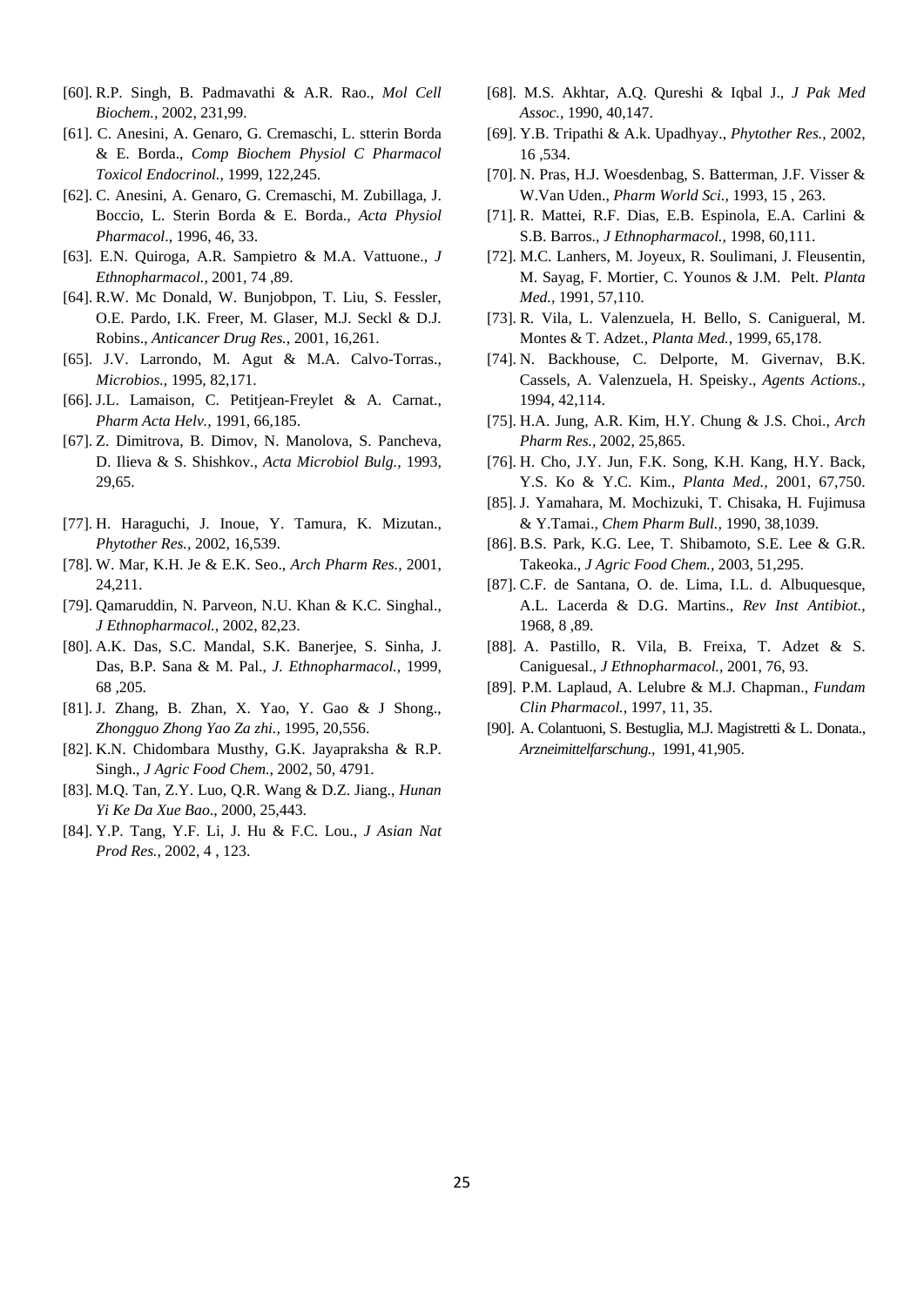[60]. R.P. Singh, B. Padmavathi & A.R. Rao., *Mol Cell Biochem.,* 2002, 231,99.

[61]. C. Anesini, A. Genaro, G. Cremaschi, L. stterin Borda & E. Borda., *Comp Biochem Physiol C Pharmacol Toxicol Endocrinol.,* 1999, 122,245.

[62]. C. Anesini, A. Genaro, G. Cremaschi, M. Zubillaga, J. Boccio, L. Sterin Borda & E. Borda., *Acta Physiol Pharmacol*., 1996, 46, 33.

[63]. E.N. Quiroga, A.R. Sampietro & M.A. Vattuone., *J Ethnopharmacol.,* 2001, 74 ,89.

[64]. R.W. Mc Donald, W. Bunjobpon, T. Liu, S. Fessler, O.E. Pardo, I.K. Freer, M. Glaser, M.J. Seckl & D.J. Robins., *Anticancer Drug Res.,* 2001, 16,261.

[65]. J.V. Larrondo, M. Agut & M.A. Calvo-Torras., *Microbios.,* 1995, 82,171.

[66]. J.L. Lamaison, C. Petitjean-Freylet & A. Carnat., *Pharm Acta Helv.,* 1991, 66,185.

[67]. Z. Dimitrova, B. Dimov, N. Manolova, S. Pancheva, D. Ilieva & S. Shishkov., *Acta Microbiol Bulg.,* 1993, 29,65.

[77]. H. Haraguchi, J. Inoue, Y. Tamura, K. Mizutan., *Phytother Res.,* 2002, 16,539.

[78]. W. Mar, K.H. Je & E.K. Seo., *Arch Pharm Res.,* 2001, 24,211.

[79]. Qamaruddin, N. Parveon, N.U. Khan & K.C. Singhal., *J Ethnopharmacol.,* 2002, 82,23.

[80]. A.K. Das, S.C. Mandal, S.K. Banerjee, S. Sinha, J. Das, B.P. Sana & M. Pal., *J. Ethnopharmacol.,* 1999, 68 ,205.

[81]. J. Zhang, B. Zhan, X. Yao, Y. Gao & J Shong., *Zhongguo Zhong Yao Za zhi.,* 1995, 20,556.

[82]. K.N. Chidombara Musthy, G.K. Jayapraksha & R.P. Singh., *J Agric Food Chem.,* 2002, 50, 4791.

[83]. M.Q. Tan, Z.Y. Luo, Q.R. Wang & D.Z. Jiang., *Hunan Yi Ke Da Xue Bao*., 2000, 25,443.

[84]. Y.P. Tang, Y.F. Li, J. Hu & F.C. Lou., *J Asian Nat Prod Res.,* 2002, 4 , 123.

[68]. M.S. Akhtar, A.Q. Qureshi & Iqbal J., *J Pak Med Assoc.,* 1990, 40,147.

[69]. Y.B. Tripathi & A.k. Upadhyay., *Phytother Res.,* 2002, 16 ,534.

[70]. N. Pras, H.J. Woesdenbag, S. Batterman, J.F. Visser & W.Van Uden., *Pharm World Sci.,* 1993, 15 , 263.

[71]. R. Mattei, R.F. Dias, E.B. Espinola, E.A. Carlini & S.B. Barros., *J Ethnopharmacol.,* 1998, 60,111.

[72]. M.C. Lanhers, M. Joyeux, R. Soulimani, J. Fleusentin, M. Sayag, F. Mortier, C. Younos & J.M. Pelt. *Planta Med.,* 1991, 57,110.

[73]. R. Vila, L. Valenzuela, H. Bello, S. Canigueral, M. Montes & T. Adzet., *Planta Med.,* 1999, 65,178.

[74]. N. Backhouse, C. Delporte, M. Givernav, B.K. Cassels, A. Valenzuela, H. Speisky., *Agents Actions.,* 1994, 42,114.

[75]. H.A. Jung, A.R. Kim, H.Y. Chung & J.S. Choi., *Arch Pharm Res.,* 2002, 25,865.

[76]. H. Cho, J.Y. Jun, F.K. Song, K.H. Kang, H.Y. Back, Y.S. Ko & Y.C. Kim., *Planta Med.,* 2001, 67,750.

[85]. J. Yamahara, M. Mochizuki, T. Chisaka, H. Fujimusa & Y.Tamai., *Chem Pharm Bull.,* 1990, 38,1039.

[86]. B.S. Park, K.G. Lee, T. Shibamoto, S.E. Lee & G.R. Takeoka., *J Agric Food Chem.,* 2003, 51,295.

[87]. C.F. de Santana, O. de. Lima, I.L. d. Albuquesque, A.L. Lacerda & D.G. Martins., *Rev Inst Antibiot.,* 1968, 8 ,89.

[88]. A. Pastillo, R. Vila, B. Freixa, T. Adzet & S. Caniguesal., *J Ethnopharmacol.,* 2001, 76, 93.

[89]. P.M. Laplaud, A. Lelubre & M.J. Chapman., *Fundam Clin Pharmacol.,* 1997, 11, 35.

[90]. A. Colantuoni, S. Bestuglia, M.J. Magistretti & L. Donata., *Arzneimittelfarschung.,* 1991, 41,905.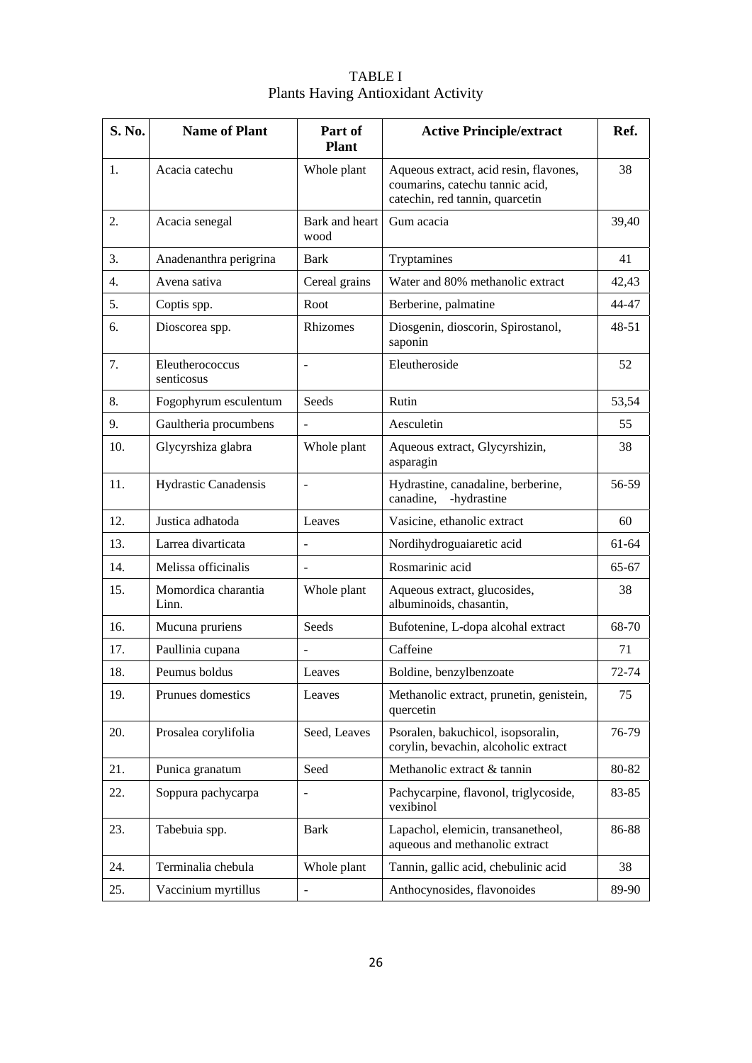TABLE I
Plants Having Antioxidant Activity

| S. No. | Name of Plant | Part of Plant | Active Principle/extract | Ref. |
|---|---|---|---|---|
| 1. | Acacia catechu | Whole plant | Aqueous extract, acid resin, flavones, coumarins, catechu tannic acid, catechin, red tannin, quarcetin | 38 |
| 2. | Acacia senegal | Bark and heart wood | Gum acacia | 39,40 |
| 3. | Anadenanthra perigrina | Bark | Tryptamines | 41 |
| 4. | Avena sativa | Cereal grains | Water and 80% methanolic extract | 42,43 |
| 5. | Coptis spp. | Root | Berberine, palmatine | 44-47 |
| 6. | Dioscorea spp. | Rhizomes | Diosgenin, dioscorin, Spirostanol, saponin | 48-51 |
| 7. | Eleutherococcus senticosus | - | Eleutheroside | 52 |
| 8. | Fogophyrum esculentum | Seeds | Rutin | 53,54 |
| 9. | Gaultheria procumbens | - | Aesculetin | 55 |
| 10. | Glycyrshiza glabra | Whole plant | Aqueous extract, Glycyrshizin, asparagin | 38 |
| 11. | Hydrastic Canadensis | - | Hydrastine, canadaline, berberine, canadine, -hydrastine | 56-59 |
| 12. | Justica adhatoda | Leaves | Vasicine, ethanolic extract | 60 |
| 13. | Larrea divarticata | - | Nordihydroguaiaretic acid | 61-64 |
| 14. | Melissa officinalis | - | Rosmarinic acid | 65-67 |
| 15. | Momordica charantia Linn. | Whole plant | Aqueous extract, glucosides, albuminoids, chasantin, | 38 |
| 16. | Mucuna pruriens | Seeds | Bufotenine, L-dopa alcohal extract | 68-70 |
| 17. | Paullinia cupana | - | Caffeine | 71 |
| 18. | Peumus boldus | Leaves | Boldine, benzylbenzoate | 72-74 |
| 19. | Prunues domestics | Leaves | Methanolic extract, prunetin, genistein, quercetin | 75 |
| 20. | Prosalea corylifolia | Seed, Leaves | Psoralen, bakuchicol, isopsoralin, corylin, bevachin, alcoholic extract | 76-79 |
| 21. | Punica granatum | Seed | Methanolic extract & tannin | 80-82 |
| 22. | Soppura pachycarpa | - | Pachycarpine, flavonol, triglycoside, vexibinol | 83-85 |
| 23. | Tabebuia spp. | Bark | Lapachol, elemicin, transanetheol, aqueous and methanolic extract | 86-88 |
| 24. | Terminalia chebula | Whole plant | Tannin, gallic acid, chebulinic acid | 38 |
| 25. | Vaccinium myrtillus | - | Anthocynosides, flavonoides | 89-90 |